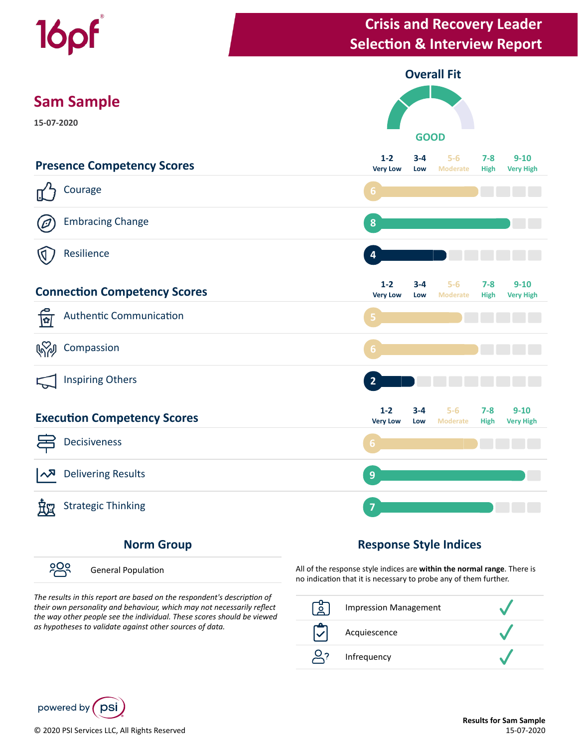16pf®

# Crisis and Recovery Leader Selection & Interview Report

## Sam Sample

15-07-2020

### Overall Fit

GOOD

## Presence Competency Scores

| Competency | Score | Level |
|---|---|---|
| Courage | 6 | Moderate |
| Embracing Change | 8 | High |
| Resilience | 4 | Low |

Scale: 1-2 Very Low; 3-4 Low; 5-6 Moderate; 7-8 High; 9-10 Very High

## Connection Competency Scores

| Competency | Score | Level |
|---|---|---|
| Authentic Communication | 5 | Moderate |
| Compassion | 6 | Moderate |
| Inspiring Others | 2 | Very Low |

Scale: 1-2 Very Low; 3-4 Low; 5-6 Moderate; 7-8 High; 9-10 Very High

## Execution Competency Scores

| Competency | Score | Level |
|---|---|---|
| Decisiveness | 6 | Moderate |
| Delivering Results | 9 | Very High |
| Strategic Thinking | 7 | High |

Scale: 1-2 Very Low; 3-4 Low; 5-6 Moderate; 7-8 High; 9-10 Very High

## Norm Group

General Population

*The results in this report are based on the respondent's description of their own personality and behaviour, which may not necessarily reflect the way other people see the individual. These scores should be viewed as hypotheses to validate against other sources of data.*

## Response Style Indices

All of the response style indices are **within the normal range**. There is no indication that it is necessary to probe any of them further.

| Index | Status |
|---|---|
| Impression Management | ✓ |
| Acquiescence | ✓ |
| Infrequency | ✓ |

powered by psi

© 2020 PSI Services LLC, All Rights Reserved

**Results for Sam Sample**
15-07-2020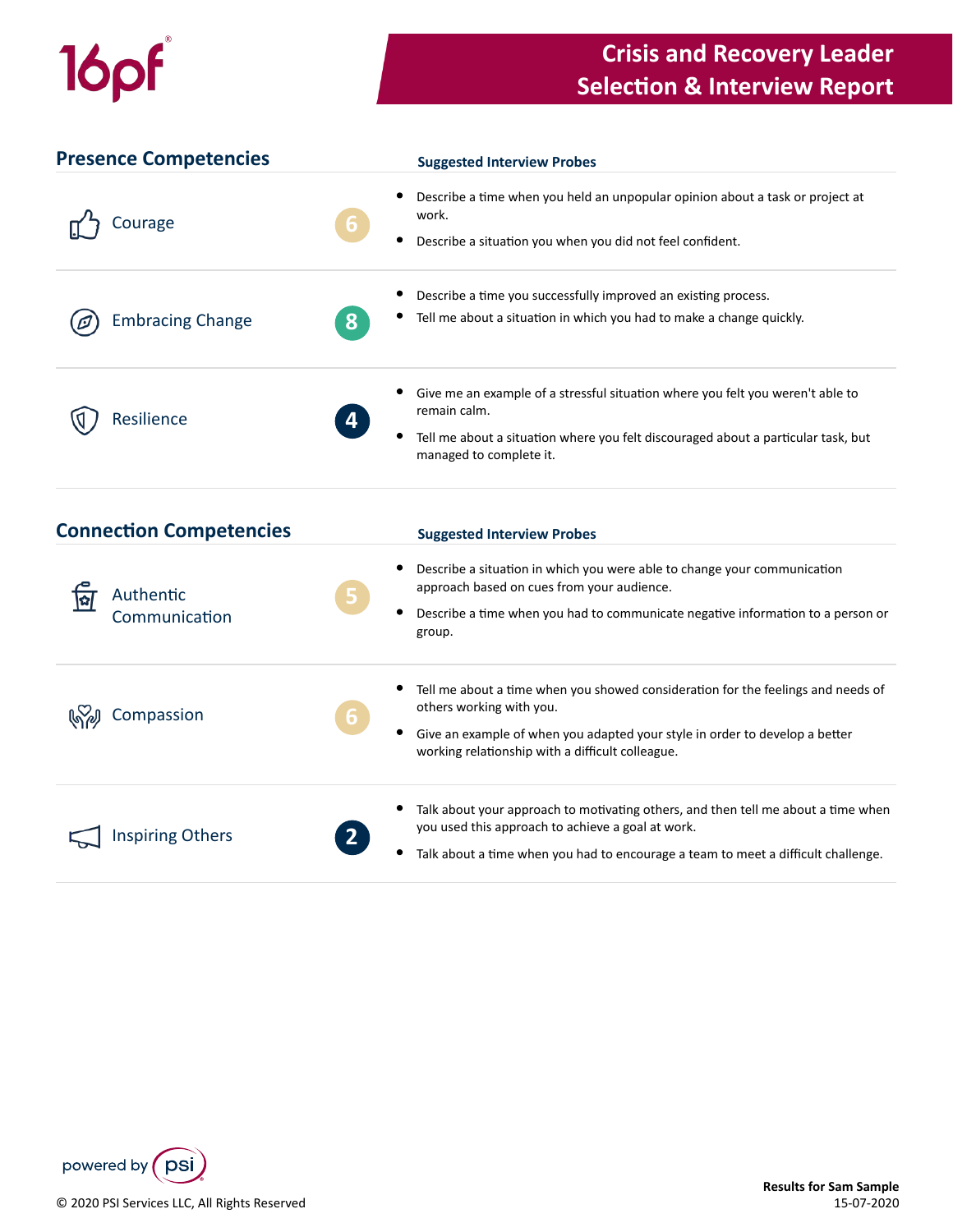# Crisis and Recovery Leader Selection & Interview Report

## Presence Competencies

| Competency | Score | Suggested Interview Probes |
|---|---|---|
| Courage | 6 | • Describe a time when you held an unpopular opinion about a task or project at work.<br>• Describe a situation you when you did not feel confident. |
| Embracing Change | 8 | • Describe a time you successfully improved an existing process.<br>• Tell me about a situation in which you had to make a change quickly. |
| Resilience | 4 | • Give me an example of a stressful situation where you felt you weren't able to remain calm.<br>• Tell me about a situation where you felt discouraged about a particular task, but managed to complete it. |

## Connection Competencies

| Competency | Score | Suggested Interview Probes |
|---|---|---|
| Authentic Communication | 5 | • Describe a situation in which you were able to change your communication approach based on cues from your audience.<br>• Describe a time when you had to communicate negative information to a person or group. |
| Compassion | 6 | • Tell me about a time when you showed consideration for the feelings and needs of others working with you.<br>• Give an example of when you adapted your style in order to develop a better working relationship with a difficult colleague. |
| Inspiring Others | 2 | • Talk about your approach to motivating others, and then tell me about a time when you used this approach to achieve a goal at work.<br>• Talk about a time when you had to encourage a team to meet a difficult challenge. |

powered by psi

© 2020 PSI Services LLC, All Rights Reserved

**Results for Sam Sample**
15-07-2020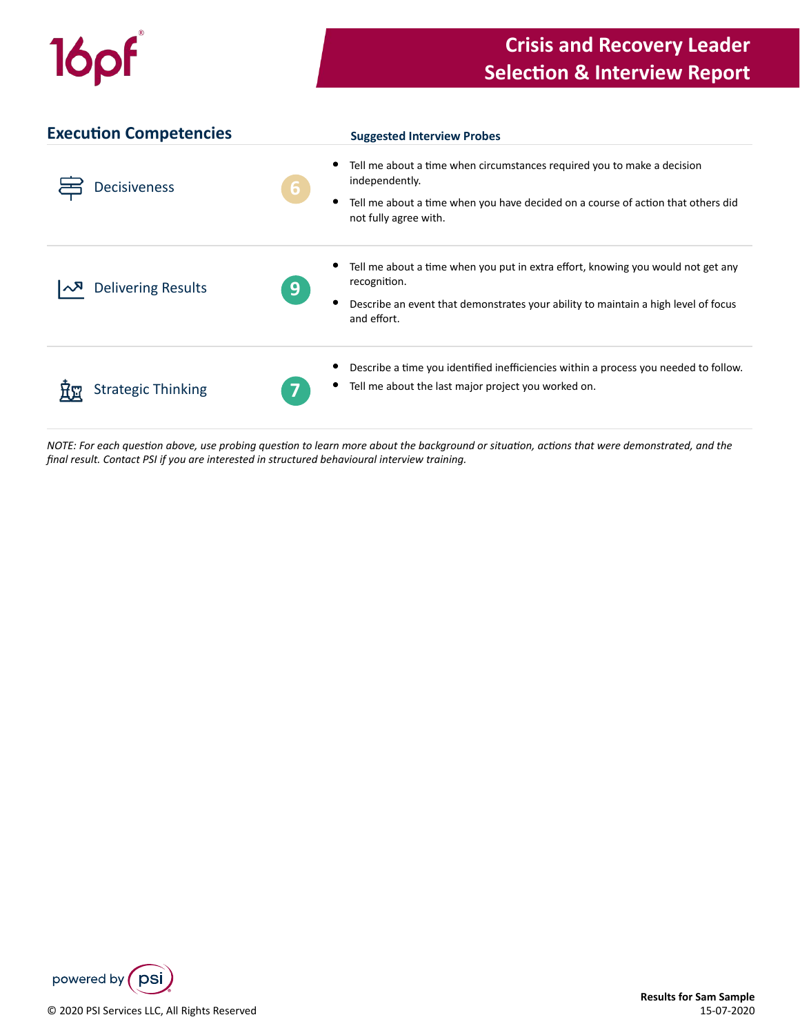## Execution Competencies

| Competency | Score | Suggested Interview Probes |
| --- | --- | --- |
| Decisiveness | 6 | • Tell me about a time when circumstances required you to make a decision independently.<br>• Tell me about a time when you have decided on a course of action that others did not fully agree with. |
| Delivering Results | 9 | • Tell me about a time when you put in extra effort, knowing you would not get any recognition.<br>• Describe an event that demonstrates your ability to maintain a high level of focus and effort. |
| Strategic Thinking | 7 | • Describe a time you identified inefficiencies within a process you needed to follow.<br>• Tell me about the last major project you worked on. |

*NOTE: For each question above, use probing question to learn more about the background or situation, actions that were demonstrated, and the final result. Contact PSI if you are interested in structured behavioural interview training.*